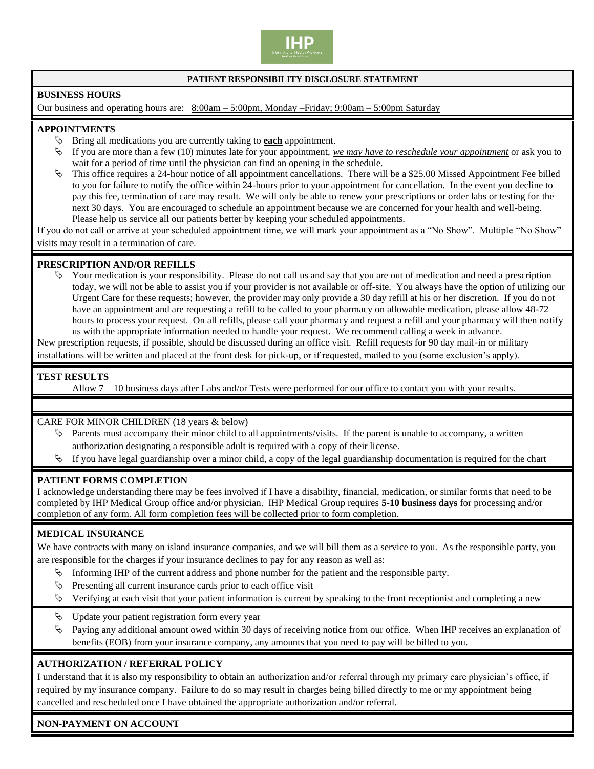# PATIENT RESPONSIBILITY DISCLOSURE STATEMENT

## BUSINESS HOURS

Our business and operating hours are: 8:00am – 5:00pm, Monday –Friday; 9:00am – 5:00pm Saturday

## APPOINTMENTS

- Bring all medications you are currently taking to **each** appointment.
- If you are more than a few (10) minutes late for your appointment, *we may have to reschedule your appointment* or ask you to wait for a period of time until the physician can find an opening in the schedule.
- This office requires a 24-hour notice of all appointment cancellations. There will be a $25.00 Missed Appointment Fee billed to you for failure to notify the office within 24-hours prior to your appointment for cancellation. In the event you decline to pay this fee, termination of care may result. We will only be able to renew your prescriptions or order labs or testing for the next 30 days. You are encouraged to schedule an appointment because we are concerned for your health and well-being. Please help us service all our patients better by keeping your scheduled appointments.

If you do not call or arrive at your scheduled appointment time, we will mark your appointment as a "No Show". Multiple "No Show" visits may result in a termination of care.

## PRESCRIPTION AND/OR REFILLS

- Your medication is your responsibility. Please do not call us and say that you are out of medication and need a prescription today, we will not be able to assist you if your provider is not available or off-site. You always have the option of utilizing our Urgent Care for these requests; however, the provider may only provide a 30 day refill at his or her discretion. If you do not have an appointment and are requesting a refill to be called to your pharmacy on allowable medication, please allow 48-72 hours to process your request. On all refills, please call your pharmacy and request a refill and your pharmacy will then notify us with the appropriate information needed to handle your request. We recommend calling a week in advance.

New prescription requests, if possible, should be discussed during an office visit. Refill requests for 90 day mail-in or military installations will be written and placed at the front desk for pick-up, or if requested, mailed to you (some exclusion's apply).

## TEST RESULTS

Allow 7 – 10 business days after Labs and/or Tests were performed for our office to contact you with your results.

CARE FOR MINOR CHILDREN (18 years & below)

- Parents must accompany their minor child to all appointments/visits. If the parent is unable to accompany, a written authorization designating a responsible adult is required with a copy of their license.
- If you have legal guardianship over a minor child, a copy of the legal guardianship documentation is required for the chart

## PATIENT FORMS COMPLETION

I acknowledge understanding there may be fees involved if I have a disability, financial, medication, or similar forms that need to be completed by IHP Medical Group office and/or physician. IHP Medical Group requires **5-10 business days** for processing and/or completion of any form. All form completion fees will be collected prior to form completion.

## MEDICAL INSURANCE

We have contracts with many on island insurance companies, and we will bill them as a service to you. As the responsible party, you are responsible for the charges if your insurance declines to pay for any reason as well as:

- Informing IHP of the current address and phone number for the patient and the responsible party.
- Presenting all current insurance cards prior to each office visit
- Verifying at each visit that your patient information is current by speaking to the front receptionist and completing a new
- Update your patient registration form every year
- Paying any additional amount owed within 30 days of receiving notice from our office. When IHP receives an explanation of benefits (EOB) from your insurance company, any amounts that you need to pay will be billed to you.

## AUTHORIZATION / REFERRAL POLICY

I understand that it is also my responsibility to obtain an authorization and/or referral through my primary care physician's office, if required by my insurance company. Failure to do so may result in charges being billed directly to me or my appointment being cancelled and rescheduled once I have obtained the appropriate authorization and/or referral.

## NON-PAYMENT ON ACCOUNT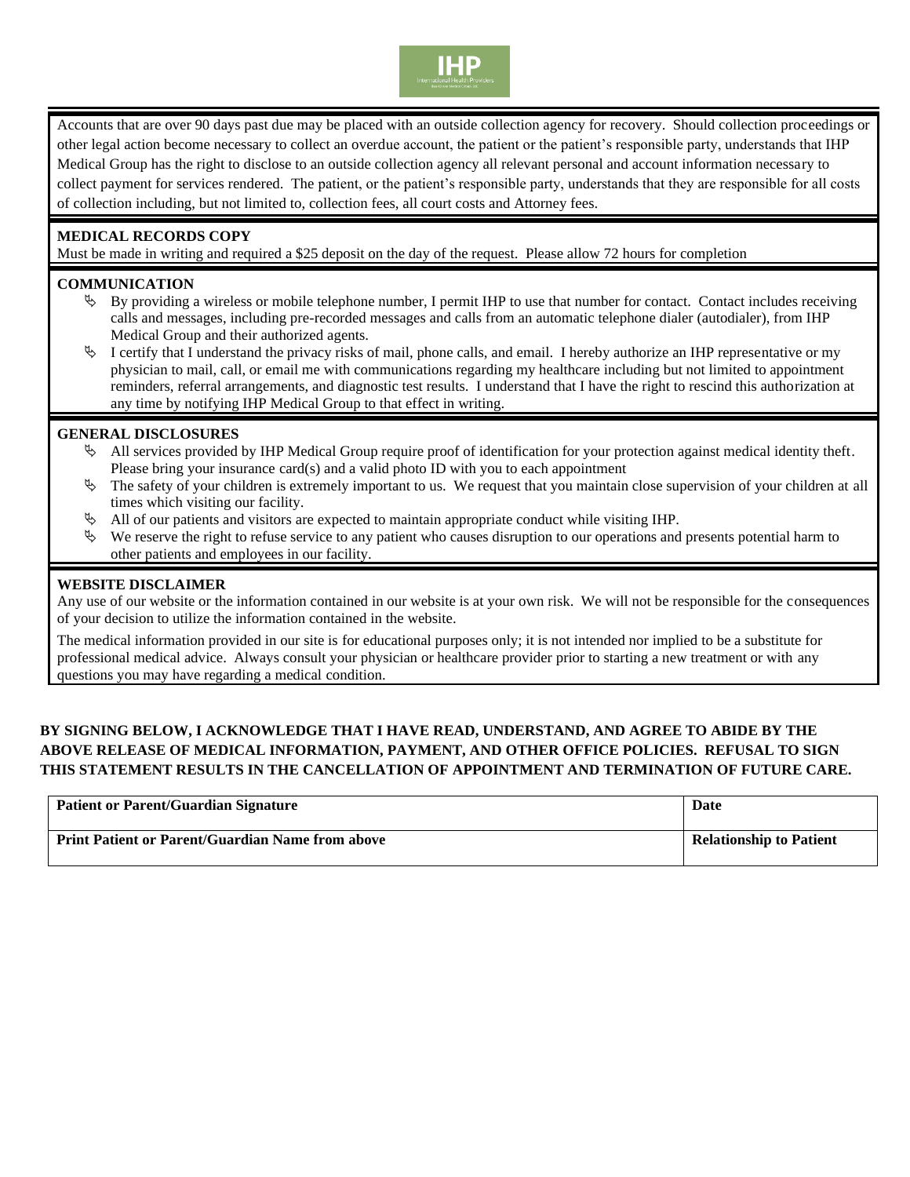Accounts that are over 90 days past due may be placed with an outside collection agency for recovery. Should collection proceedings or other legal action become necessary to collect an overdue account, the patient or the patient's responsible party, understands that IHP Medical Group has the right to disclose to an outside collection agency all relevant personal and account information necessary to collect payment for services rendered. The patient, or the patient's responsible party, understands that they are responsible for all costs of collection including, but not limited to, collection fees, all court costs and Attorney fees.

**MEDICAL RECORDS COPY**

Must be made in writing and required a $25 deposit on the day of the request. Please allow 72 hours for completion

**COMMUNICATION**

- By providing a wireless or mobile telephone number, I permit IHP to use that number for contact. Contact includes receiving calls and messages, including pre-recorded messages and calls from an automatic telephone dialer (autodialer), from IHP Medical Group and their authorized agents.
- I certify that I understand the privacy risks of mail, phone calls, and email. I hereby authorize an IHP representative or my physician to mail, call, or email me with communications regarding my healthcare including but not limited to appointment reminders, referral arrangements, and diagnostic test results. I understand that I have the right to rescind this authorization at any time by notifying IHP Medical Group to that effect in writing.

**GENERAL DISCLOSURES**

- All services provided by IHP Medical Group require proof of identification for your protection against medical identity theft. Please bring your insurance card(s) and a valid photo ID with you to each appointment
- The safety of your children is extremely important to us. We request that you maintain close supervision of your children at all times which visiting our facility.
- All of our patients and visitors are expected to maintain appropriate conduct while visiting IHP.
- We reserve the right to refuse service to any patient who causes disruption to our operations and presents potential harm to other patients and employees in our facility.

**WEBSITE DISCLAIMER**

Any use of our website or the information contained in our website is at your own risk. We will not be responsible for the consequences of your decision to utilize the information contained in the website.

The medical information provided in our site is for educational purposes only; it is not intended nor implied to be a substitute for professional medical advice. Always consult your physician or healthcare provider prior to starting a new treatment or with any questions you may have regarding a medical condition.

**BY SIGNING BELOW, I ACKNOWLEDGE THAT I HAVE READ, UNDERSTAND, AND AGREE TO ABIDE BY THE ABOVE RELEASE OF MEDICAL INFORMATION, PAYMENT, AND OTHER OFFICE POLICIES. REFUSAL TO SIGN THIS STATEMENT RESULTS IN THE CANCELLATION OF APPOINTMENT AND TERMINATION OF FUTURE CARE.**

| | |
|---|---|
| **Patient or Parent/Guardian Signature** | **Date** |
| **Print Patient or Parent/Guardian Name from above** | **Relationship to Patient** |